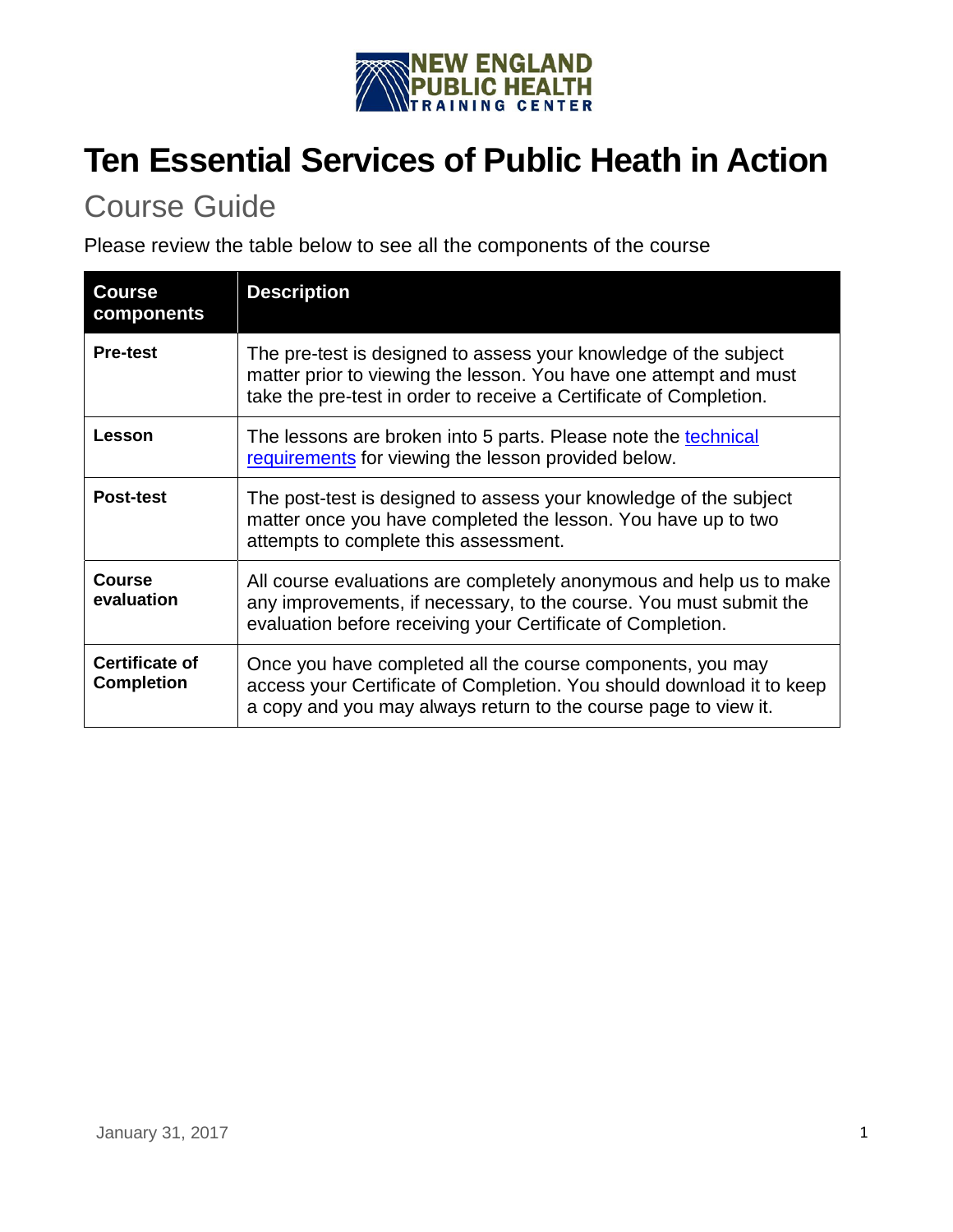# Ten Essential Services of Public Heath in Action

## Course Guide

Please review the table below to see all the components of the course

| Course components | Description |
|---|---|
| **Pre-test** | The pre-test is designed to assess your knowledge of the subject matter prior to viewing the lesson. You have one attempt and must take the pre-test in order to receive a Certificate of Completion. |
| **Lesson** | The lessons are broken into 5 parts. Please note the technical requirements for viewing the lesson provided below. |
| **Post-test** | The post-test is designed to assess your knowledge of the subject matter once you have completed the lesson. You have up to two attempts to complete this assessment. |
| **Course evaluation** | All course evaluations are completely anonymous and help us to make any improvements, if necessary, to the course. You must submit the evaluation before receiving your Certificate of Completion. |
| **Certificate of Completion** | Once you have completed all the course components, you may access your Certificate of Completion. You should download it to keep a copy and you may always return to the course page to view it. |

January 31, 2017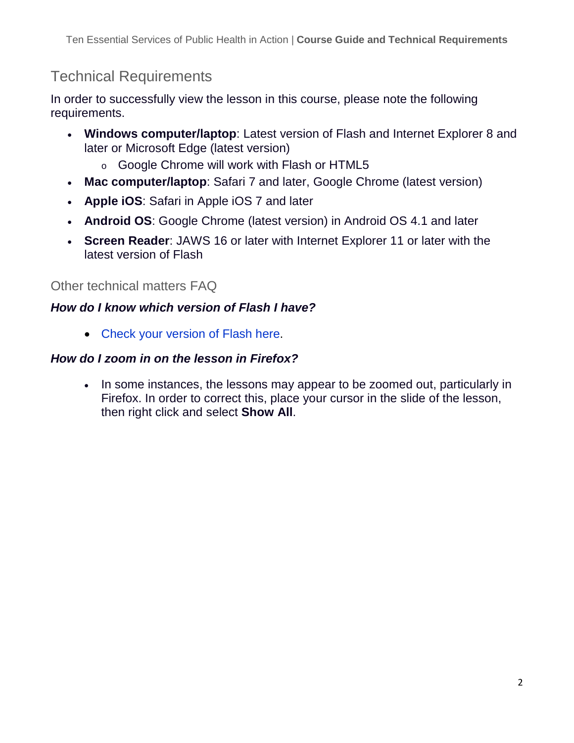## Technical Requirements

In order to successfully view the lesson in this course, please note the following requirements.

- **Windows computer/laptop**: Latest version of Flash and Internet Explorer 8 and later or Microsoft Edge (latest version)
  - Google Chrome will work with Flash or HTML5
- **Mac computer/laptop**: Safari 7 and later, Google Chrome (latest version)
- **Apple iOS**: Safari in Apple iOS 7 and later
- **Android OS**: Google Chrome (latest version) in Android OS 4.1 and later
- **Screen Reader**: JAWS 16 or later with Internet Explorer 11 or later with the latest version of Flash

### Other technical matters FAQ

***How do I know which version of Flash I have?***

- Check your version of Flash here.

***How do I zoom in on the lesson in Firefox?***

- In some instances, the lessons may appear to be zoomed out, particularly in Firefox. In order to correct this, place your cursor in the slide of the lesson, then right click and select **Show All**.